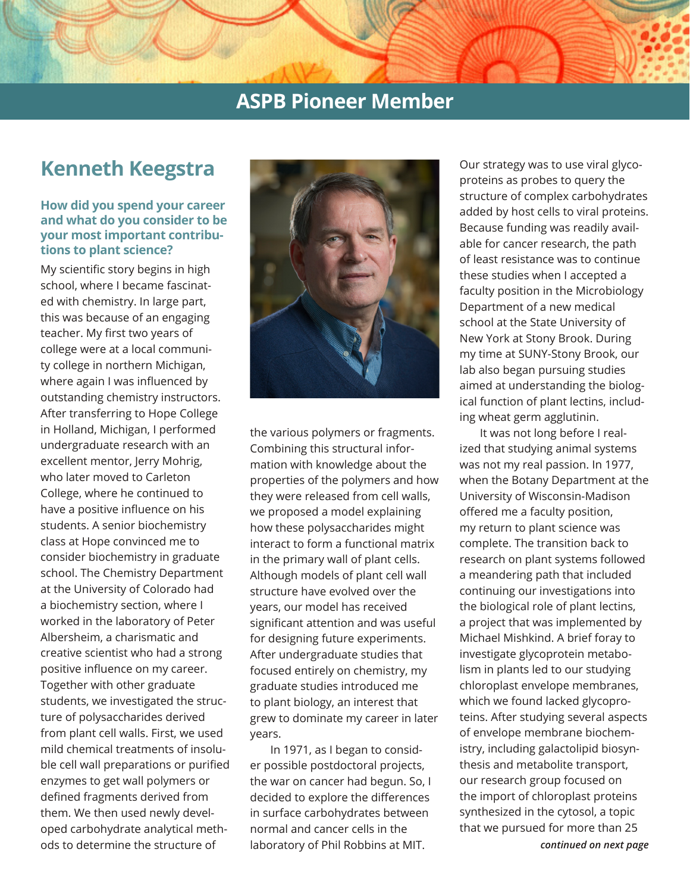# ASPB Pioneer Member

## Kenneth Keegstra

### How did you spend your career and what do you consider to be your most important contributions to plant science?

My scientific story begins in high school, where I became fascinated with chemistry. In large part, this was because of an engaging teacher. My first two years of college were at a local community college in northern Michigan, where again I was influenced by outstanding chemistry instructors. After transferring to Hope College in Holland, Michigan, I performed undergraduate research with an excellent mentor, Jerry Mohrig, who later moved to Carleton College, where he continued to have a positive influence on his students. A senior biochemistry class at Hope convinced me to consider biochemistry in graduate school. The Chemistry Department at the University of Colorado had a biochemistry section, where I worked in the laboratory of Peter Albersheim, a charismatic and creative scientist who had a strong positive influence on my career. Together with other graduate students, we investigated the structure of polysaccharides derived from plant cell walls. First, we used mild chemical treatments of insoluble cell wall preparations or purified enzymes to get wall polymers or defined fragments derived from them. We then used newly developed carbohydrate analytical methods to determine the structure of the various polymers or fragments. Combining this structural information with knowledge about the properties of the polymers and how they were released from cell walls, we proposed a model explaining how these polysaccharides might interact to form a functional matrix in the primary wall of plant cells. Although models of plant cell wall structure have evolved over the years, our model has received significant attention and was useful for designing future experiments. After undergraduate studies that focused entirely on chemistry, my graduate studies introduced me to plant biology, an interest that grew to dominate my career in later years.

In 1971, as I began to consider possible postdoctoral projects, the war on cancer had begun. So, I decided to explore the differences in surface carbohydrates between normal and cancer cells in the laboratory of Phil Robbins at MIT. Our strategy was to use viral glycoproteins as probes to query the structure of complex carbohydrates added by host cells to viral proteins. Because funding was readily available for cancer research, the path of least resistance was to continue these studies when I accepted a faculty position in the Microbiology Department of a new medical school at the State University of New York at Stony Brook. During my time at SUNY-Stony Brook, our lab also began pursuing studies aimed at understanding the biological function of plant lectins, including wheat germ agglutinin.

It was not long before I realized that studying animal systems was not my real passion. In 1977, when the Botany Department at the University of Wisconsin-Madison offered me a faculty position, my return to plant science was complete. The transition back to research on plant systems followed a meandering path that included continuing our investigations into the biological role of plant lectins, a project that was implemented by Michael Mishkind. A brief foray to investigate glycoprotein metabolism in plants led to our studying chloroplast envelope membranes, which we found lacked glycoproteins. After studying several aspects of envelope membrane biochemistry, including galactolipid biosynthesis and metabolite transport, our research group focused on the import of chloroplast proteins synthesized in the cytosol, a topic that we pursued for more than 25

*continued on next page*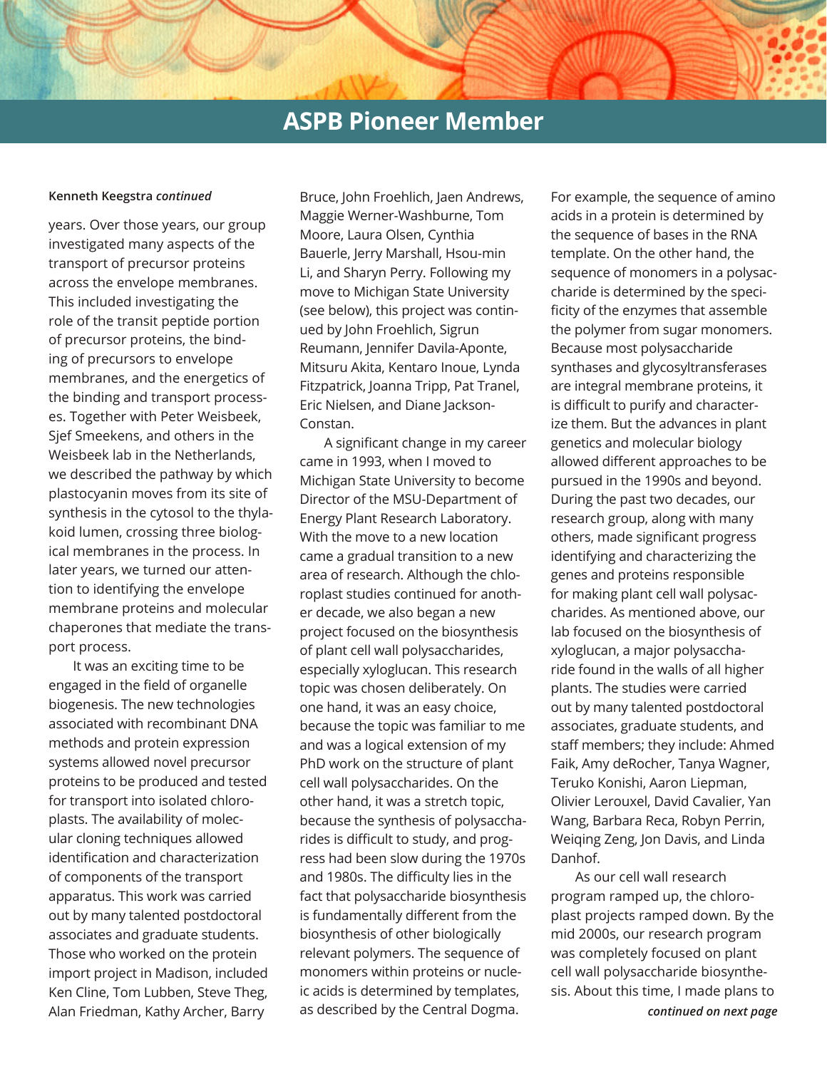## ASPB Pioneer Member

**Kenneth Keegstra** ***continued***

years. Over those years, our group investigated many aspects of the transport of precursor proteins across the envelope membranes. This included investigating the role of the transit peptide portion of precursor proteins, the binding of precursors to envelope membranes, and the energetics of the binding and transport processes. Together with Peter Weisbeek, Sjef Smeekens, and others in the Weisbeek lab in the Netherlands, we described the pathway by which plastocyanin moves from its site of synthesis in the cytosol to the thylakoid lumen, crossing three biological membranes in the process. In later years, we turned our attention to identifying the envelope membrane proteins and molecular chaperones that mediate the transport process.

It was an exciting time to be engaged in the field of organelle biogenesis. The new technologies associated with recombinant DNA methods and protein expression systems allowed novel precursor proteins to be produced and tested for transport into isolated chloroplasts. The availability of molecular cloning techniques allowed identification and characterization of components of the transport apparatus. This work was carried out by many talented postdoctoral associates and graduate students. Those who worked on the protein import project in Madison, included Ken Cline, Tom Lubben, Steve Theg, Alan Friedman, Kathy Archer, Barry Bruce, John Froehlich, Jaen Andrews, Maggie Werner-Washburne, Tom Moore, Laura Olsen, Cynthia Bauerle, Jerry Marshall, Hsou-min Li, and Sharyn Perry. Following my move to Michigan State University (see below), this project was continued by John Froehlich, Sigrun Reumann, Jennifer Davila-Aponte, Mitsuru Akita, Kentaro Inoue, Lynda Fitzpatrick, Joanna Tripp, Pat Tranel, Eric Nielsen, and Diane Jackson-Constan.

A significant change in my career came in 1993, when I moved to Michigan State University to become Director of the MSU-Department of Energy Plant Research Laboratory. With the move to a new location came a gradual transition to a new area of research. Although the chloroplast studies continued for another decade, we also began a new project focused on the biosynthesis of plant cell wall polysaccharides, especially xyloglucan. This research topic was chosen deliberately. On one hand, it was an easy choice, because the topic was familiar to me and was a logical extension of my PhD work on the structure of plant cell wall polysaccharides. On the other hand, it was a stretch topic, because the synthesis of polysaccharides is difficult to study, and progress had been slow during the 1970s and 1980s. The difficulty lies in the fact that polysaccharide biosynthesis is fundamentally different from the biosynthesis of other biologically relevant polymers. The sequence of monomers within proteins or nucleic acids is determined by templates, as described by the Central Dogma. For example, the sequence of amino acids in a protein is determined by the sequence of bases in the RNA template. On the other hand, the sequence of monomers in a polysaccharide is determined by the specificity of the enzymes that assemble the polymer from sugar monomers. Because most polysaccharide synthases and glycosyltransferases are integral membrane proteins, it is difficult to purify and characterize them. But the advances in plant genetics and molecular biology allowed different approaches to be pursued in the 1990s and beyond. During the past two decades, our research group, along with many others, made significant progress identifying and characterizing the genes and proteins responsible for making plant cell wall polysaccharides. As mentioned above, our lab focused on the biosynthesis of xyloglucan, a major polysaccharide found in the walls of all higher plants. The studies were carried out by many talented postdoctoral associates, graduate students, and staff members; they include: Ahmed Faik, Amy deRocher, Tanya Wagner, Teruko Konishi, Aaron Liepman, Olivier Lerouxel, David Cavalier, Yan Wang, Barbara Reca, Robyn Perrin, Weiqing Zeng, Jon Davis, and Linda Danhof.

As our cell wall research program ramped up, the chloroplast projects ramped down. By the mid 2000s, our research program was completely focused on plant cell wall polysaccharide biosynthesis. About this time, I made plans to

***continued on next page***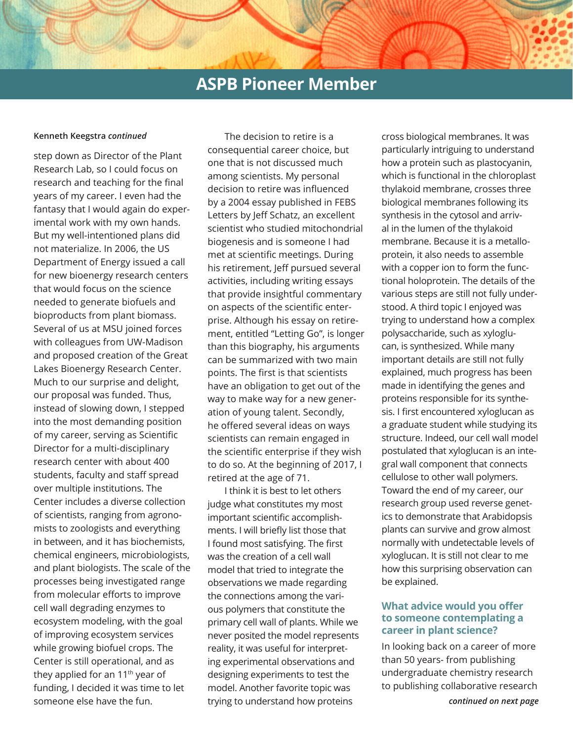## ASPB Pioneer Member

**Kenneth Keegstra** ***continued***

step down as Director of the Plant Research Lab, so I could focus on research and teaching for the final years of my career. I even had the fantasy that I would again do experimental work with my own hands. But my well-intentioned plans did not materialize. In 2006, the US Department of Energy issued a call for new bioenergy research centers that would focus on the science needed to generate biofuels and bioproducts from plant biomass. Several of us at MSU joined forces with colleagues from UW-Madison and proposed creation of the Great Lakes Bioenergy Research Center. Much to our surprise and delight, our proposal was funded. Thus, instead of slowing down, I stepped into the most demanding position of my career, serving as Scientific Director for a multi-disciplinary research center with about 400 students, faculty and staff spread over multiple institutions. The Center includes a diverse collection of scientists, ranging from agronomists to zoologists and everything in between, and it has biochemists, chemical engineers, microbiologists, and plant biologists. The scale of the processes being investigated range from molecular efforts to improve cell wall degrading enzymes to ecosystem modeling, with the goal of improving ecosystem services while growing biofuel crops. The Center is still operational, and as they applied for an 11th year of funding, I decided it was time to let someone else have the fun.

The decision to retire is a consequential career choice, but one that is not discussed much among scientists. My personal decision to retire was influenced by a 2004 essay published in FEBS Letters by Jeff Schatz, an excellent scientist who studied mitochondrial biogenesis and is someone I had met at scientific meetings. During his retirement, Jeff pursued several activities, including writing essays that provide insightful commentary on aspects of the scientific enterprise. Although his essay on retirement, entitled “Letting Go”, is longer than this biography, his arguments can be summarized with two main points. The first is that scientists have an obligation to get out of the way to make way for a new generation of young talent. Secondly, he offered several ideas on ways scientists can remain engaged in the scientific enterprise if they wish to do so. At the beginning of 2017, I retired at the age of 71.

I think it is best to let others judge what constitutes my most important scientific accomplishments. I will briefly list those that I found most satisfying. The first was the creation of a cell wall model that tried to integrate the observations we made regarding the connections among the various polymers that constitute the primary cell wall of plants. While we never posited the model represents reality, it was useful for interpreting experimental observations and designing experiments to test the model. Another favorite topic was trying to understand how proteins cross biological membranes. It was particularly intriguing to understand how a protein such as plastocyanin, which is functional in the chloroplast thylakoid membrane, crosses three biological membranes following its synthesis in the cytosol and arrival in the lumen of the thylakoid membrane. Because it is a metalloprotein, it also needs to assemble with a copper ion to form the functional holoprotein. The details of the various steps are still not fully understood. A third topic I enjoyed was trying to understand how a complex polysaccharide, such as xyloglucan, is synthesized. While many important details are still not fully explained, much progress has been made in identifying the genes and proteins responsible for its synthesis. I first encountered xyloglucan as a graduate student while studying its structure. Indeed, our cell wall model postulated that xyloglucan is an integral wall component that connects cellulose to other wall polymers. Toward the end of my career, our research group used reverse genetics to demonstrate that Arabidopsis plants can survive and grow almost normally with undetectable levels of xyloglucan. It is still not clear to me how this surprising observation can be explained.

### What advice would you offer to someone contemplating a career in plant science?

In looking back on a career of more than 50 years- from publishing undergraduate chemistry research to publishing collaborative research

***continued on next page***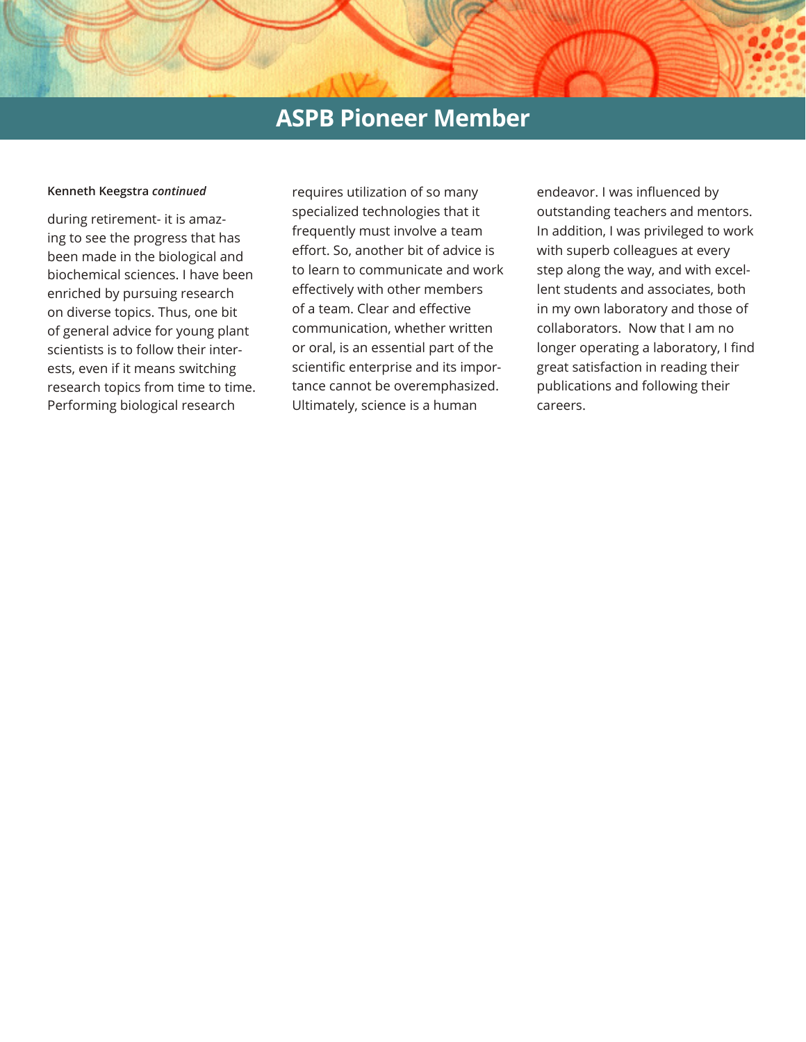# ASPB Pioneer Member

**Kenneth Keegstra *continued***

during retirement- it is amazing to see the progress that has been made in the biological and biochemical sciences. I have been enriched by pursuing research on diverse topics. Thus, one bit of general advice for young plant scientists is to follow their interests, even if it means switching research topics from time to time. Performing biological research requires utilization of so many specialized technologies that it frequently must involve a team effort. So, another bit of advice is to learn to communicate and work effectively with other members of a team. Clear and effective communication, whether written or oral, is an essential part of the scientific enterprise and its importance cannot be overemphasized. Ultimately, science is a human endeavor. I was influenced by outstanding teachers and mentors. In addition, I was privileged to work with superb colleagues at every step along the way, and with excellent students and associates, both in my own laboratory and those of collaborators. Now that I am no longer operating a laboratory, I find great satisfaction in reading their publications and following their careers.